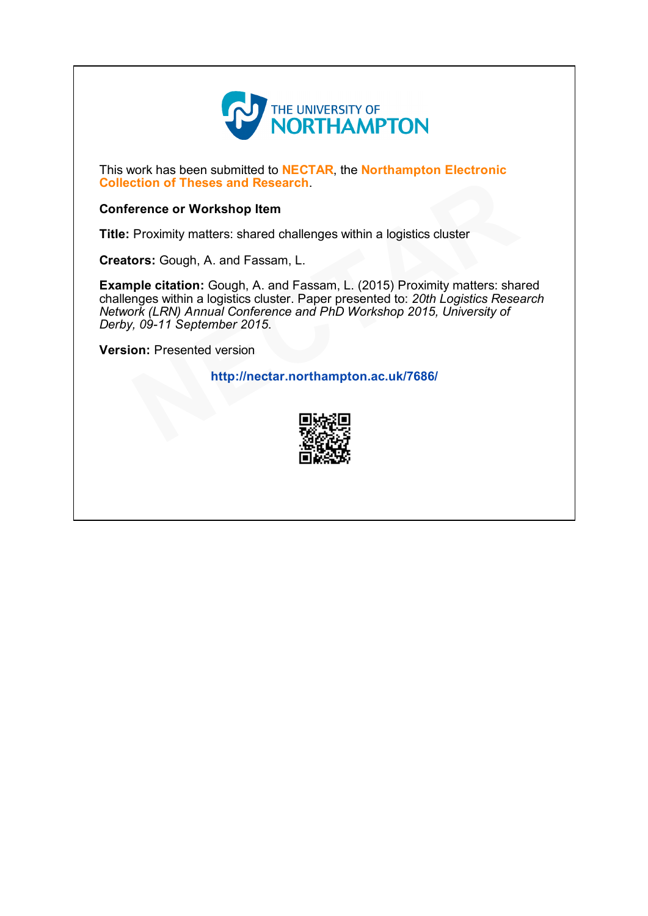THE UNIVERSITY OF
NORTHAMPTON

This work has been submitted to **NECTAR**, the **Northampton Electronic Collection of Theses and Research**.

**Conference or Workshop Item**

**Title:** Proximity matters: shared challenges within a logistics cluster

**Creators:** Gough, A. and Fassam, L.

**Example citation:** Gough, A. and Fassam, L. (2015) Proximity matters: shared challenges within a logistics cluster. Paper presented to: *20th Logistics Research Network (LRN) Annual Conference and PhD Workshop 2015, University of Derby, 09-11 September 2015*.

**Version:** Presented version

**http://nectar.northampton.ac.uk/7686/**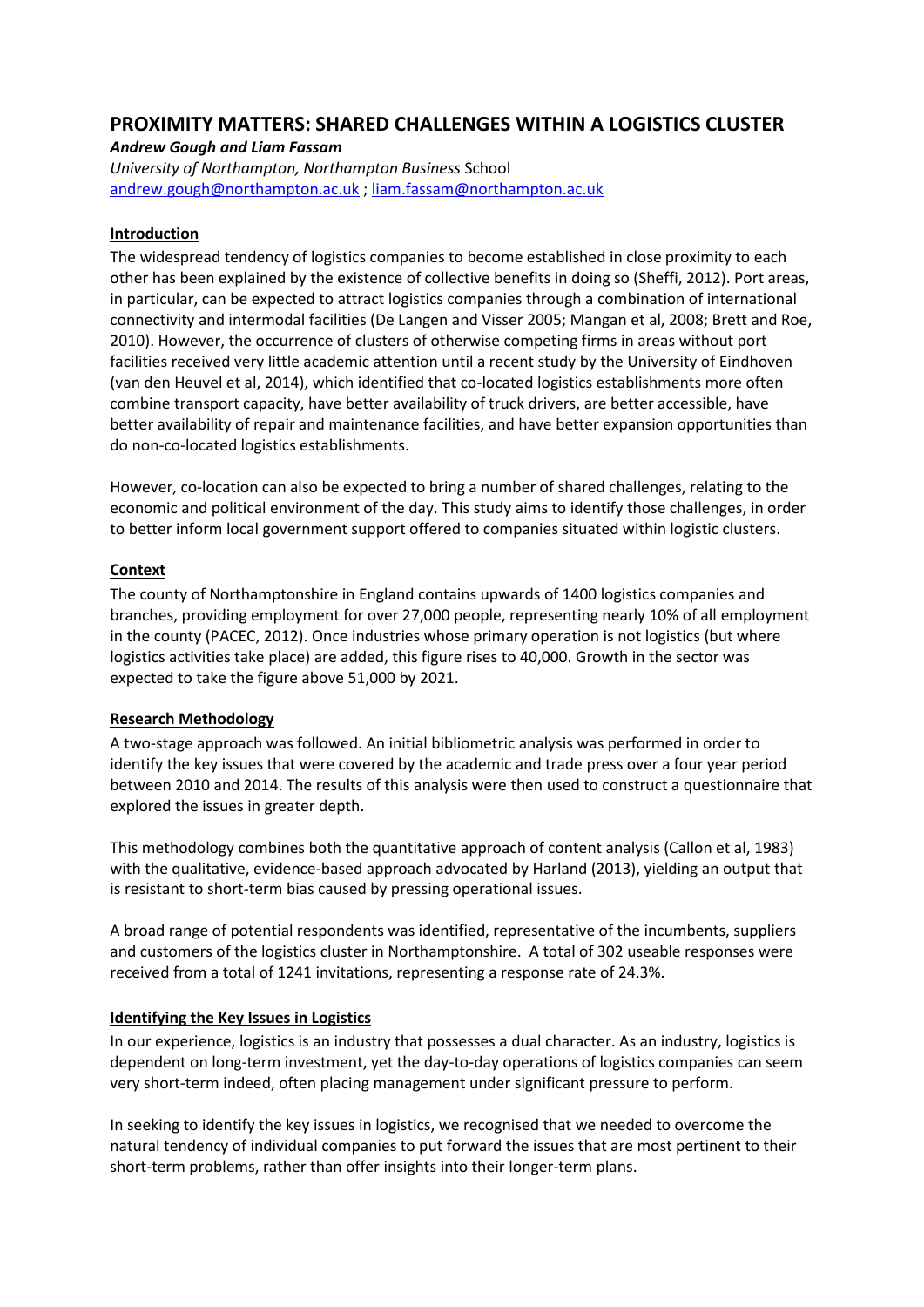# PROXIMITY MATTERS: SHARED CHALLENGES WITHIN A LOGISTICS CLUSTER

***Andrew Gough and Liam Fassam***

*University of Northampton, Northampton Business* School
andrew.gough@northampton.ac.uk ; liam.fassam@northampton.ac.uk

## Introduction

The widespread tendency of logistics companies to become established in close proximity to each other has been explained by the existence of collective benefits in doing so (Sheffi, 2012). Port areas, in particular, can be expected to attract logistics companies through a combination of international connectivity and intermodal facilities (De Langen and Visser 2005; Mangan et al, 2008; Brett and Roe, 2010). However, the occurrence of clusters of otherwise competing firms in areas without port facilities received very little academic attention until a recent study by the University of Eindhoven (van den Heuvel et al, 2014), which identified that co-located logistics establishments more often combine transport capacity, have better availability of truck drivers, are better accessible, have better availability of repair and maintenance facilities, and have better expansion opportunities than do non-co-located logistics establishments.

However, co-location can also be expected to bring a number of shared challenges, relating to the economic and political environment of the day. This study aims to identify those challenges, in order to better inform local government support offered to companies situated within logistic clusters.

## Context

The county of Northamptonshire in England contains upwards of 1400 logistics companies and branches, providing employment for over 27,000 people, representing nearly 10% of all employment in the county (PACEC, 2012). Once industries whose primary operation is not logistics (but where logistics activities take place) are added, this figure rises to 40,000. Growth in the sector was expected to take the figure above 51,000 by 2021.

## Research Methodology

A two-stage approach was followed. An initial bibliometric analysis was performed in order to identify the key issues that were covered by the academic and trade press over a four year period between 2010 and 2014. The results of this analysis were then used to construct a questionnaire that explored the issues in greater depth.

This methodology combines both the quantitative approach of content analysis (Callon et al, 1983) with the qualitative, evidence-based approach advocated by Harland (2013), yielding an output that is resistant to short-term bias caused by pressing operational issues.

A broad range of potential respondents was identified, representative of the incumbents, suppliers and customers of the logistics cluster in Northamptonshire. A total of 302 useable responses were received from a total of 1241 invitations, representing a response rate of 24.3%.

## Identifying the Key Issues in Logistics

In our experience, logistics is an industry that possesses a dual character. As an industry, logistics is dependent on long-term investment, yet the day-to-day operations of logistics companies can seem very short-term indeed, often placing management under significant pressure to perform.

In seeking to identify the key issues in logistics, we recognised that we needed to overcome the natural tendency of individual companies to put forward the issues that are most pertinent to their short-term problems, rather than offer insights into their longer-term plans.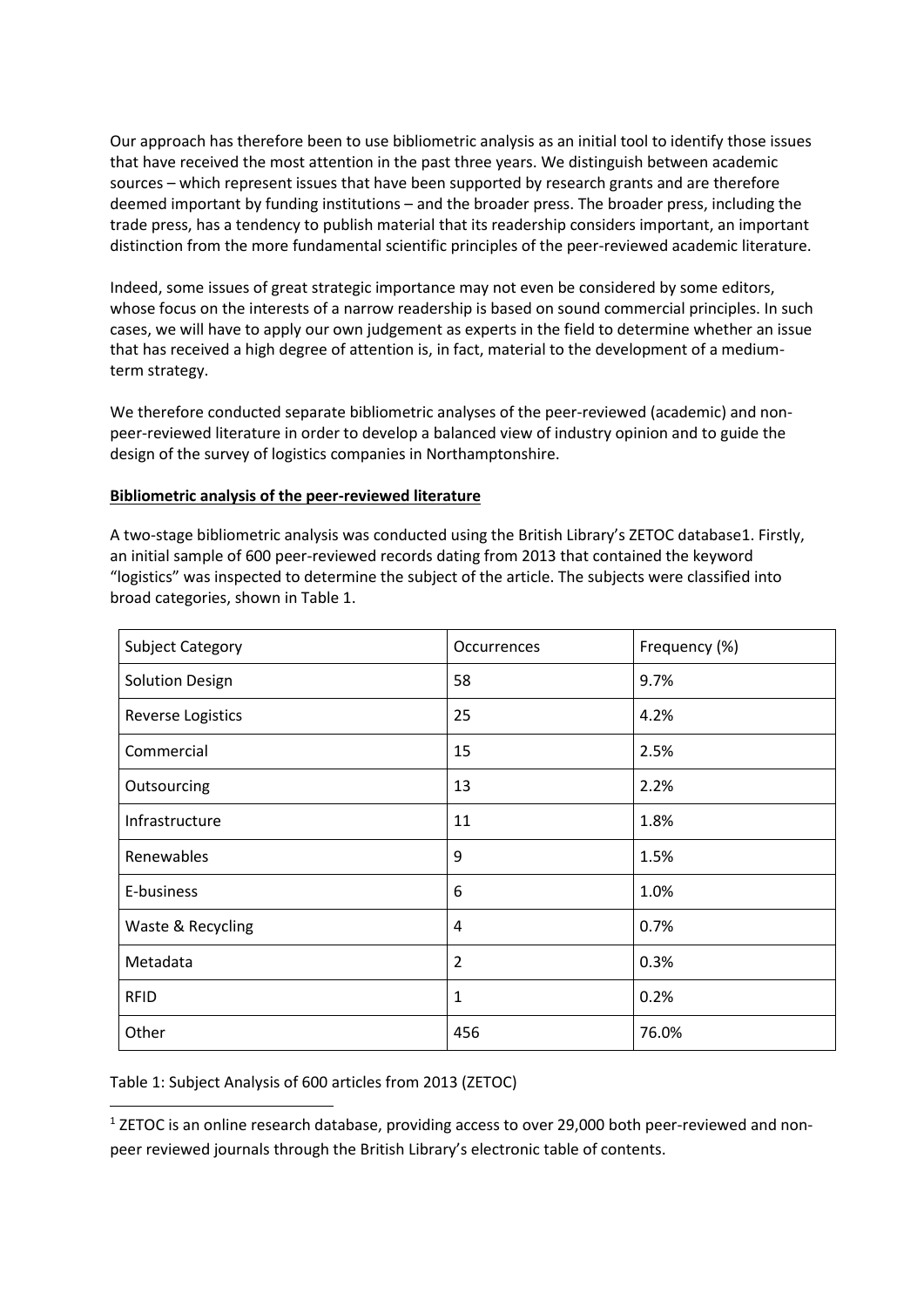Our approach has therefore been to use bibliometric analysis as an initial tool to identify those issues that have received the most attention in the past three years. We distinguish between academic sources – which represent issues that have been supported by research grants and are therefore deemed important by funding institutions – and the broader press. The broader press, including the trade press, has a tendency to publish material that its readership considers important, an important distinction from the more fundamental scientific principles of the peer-reviewed academic literature.

Indeed, some issues of great strategic importance may not even be considered by some editors, whose focus on the interests of a narrow readership is based on sound commercial principles. In such cases, we will have to apply our own judgement as experts in the field to determine whether an issue that has received a high degree of attention is, in fact, material to the development of a medium-term strategy.

We therefore conducted separate bibliometric analyses of the peer-reviewed (academic) and non-peer-reviewed literature in order to develop a balanced view of industry opinion and to guide the design of the survey of logistics companies in Northamptonshire.

**Bibliometric analysis of the peer-reviewed literature**

A two-stage bibliometric analysis was conducted using the British Library's ZETOC database[1]. Firstly, an initial sample of 600 peer-reviewed records dating from 2013 that contained the keyword "logistics" was inspected to determine the subject of the article. The subjects were classified into broad categories, shown in Table 1.

| Subject Category | Occurrences | Frequency (%) |
|---|---|---|
| Solution Design | 58 | 9.7% |
| Reverse Logistics | 25 | 4.2% |
| Commercial | 15 | 2.5% |
| Outsourcing | 13 | 2.2% |
| Infrastructure | 11 | 1.8% |
| Renewables | 9 | 1.5% |
| E-business | 6 | 1.0% |
| Waste & Recycling | 4 | 0.7% |
| Metadata | 2 | 0.3% |
| RFID | 1 | 0.2% |
| Other | 456 | 76.0% |

Table 1: Subject Analysis of 600 articles from 2013 (ZETOC)

[1] ZETOC is an online research database, providing access to over 29,000 both peer-reviewed and non-peer reviewed journals through the British Library's electronic table of contents.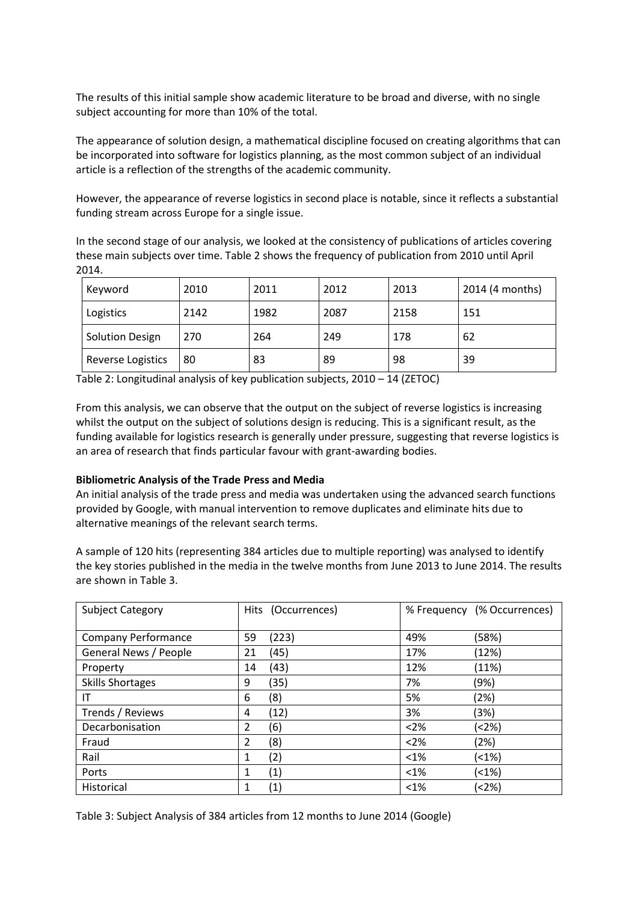The results of this initial sample show academic literature to be broad and diverse, with no single subject accounting for more than 10% of the total.

The appearance of solution design, a mathematical discipline focused on creating algorithms that can be incorporated into software for logistics planning, as the most common subject of an individual article is a reflection of the strengths of the academic community.

However, the appearance of reverse logistics in second place is notable, since it reflects a substantial funding stream across Europe for a single issue.

In the second stage of our analysis, we looked at the consistency of publications of articles covering these main subjects over time. Table 2 shows the frequency of publication from 2010 until April 2014.

| Keyword | 2010 | 2011 | 2012 | 2013 | 2014 (4 months) |
|---|---|---|---|---|---|
| Logistics | 2142 | 1982 | 2087 | 2158 | 151 |
| Solution Design | 270 | 264 | 249 | 178 | 62 |
| Reverse Logistics | 80 | 83 | 89 | 98 | 39 |

Table 2: Longitudinal analysis of key publication subjects, 2010 – 14 (ZETOC)

From this analysis, we can observe that the output on the subject of reverse logistics is increasing whilst the output on the subject of solutions design is reducing. This is a significant result, as the funding available for logistics research is generally under pressure, suggesting that reverse logistics is an area of research that finds particular favour with grant-awarding bodies.

**Bibliometric Analysis of the Trade Press and Media**

An initial analysis of the trade press and media was undertaken using the advanced search functions provided by Google, with manual intervention to remove duplicates and eliminate hits due to alternative meanings of the relevant search terms.

A sample of 120 hits (representing 384 articles due to multiple reporting) was analysed to identify the key stories published in the media in the twelve months from June 2013 to June 2014. The results are shown in Table 3.

| Subject Category | Hits (Occurrences) | % Frequency (% Occurrences) |
|---|---|---|
| Company Performance | 59 (223) | 49% (58%) |
| General News / People | 21 (45) | 17% (12%) |
| Property | 14 (43) | 12% (11%) |
| Skills Shortages | 9 (35) | 7% (9%) |
| IT | 6 (8) | 5% (2%) |
| Trends / Reviews | 4 (12) | 3% (3%) |
| Decarbonisation | 2 (6) | <2% (<2%) |
| Fraud | 2 (8) | <2% (2%) |
| Rail | 1 (2) | <1% (<1%) |
| Ports | 1 (1) | <1% (<1%) |
| Historical | 1 (1) | <1% (<2%) |

Table 3: Subject Analysis of 384 articles from 12 months to June 2014 (Google)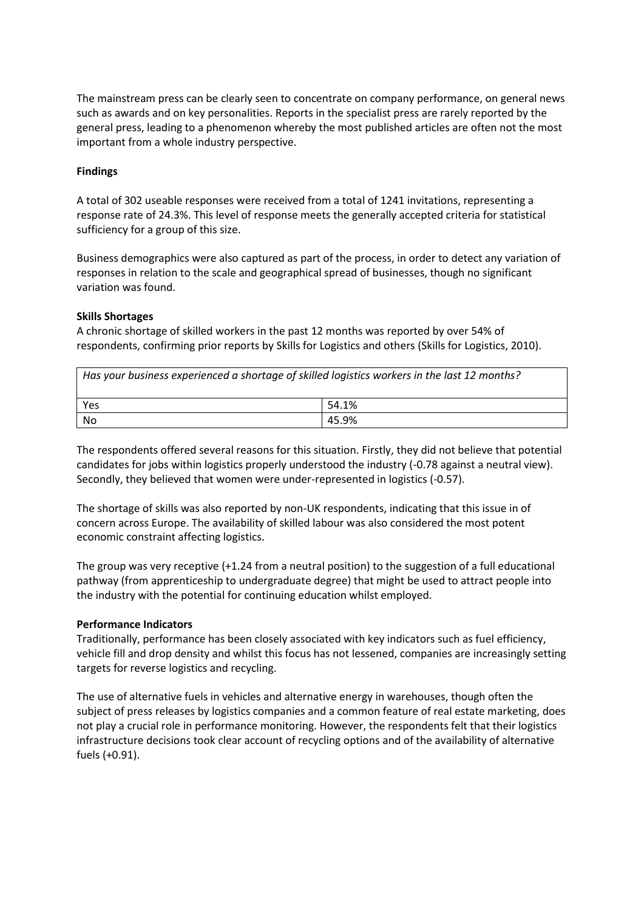The mainstream press can be clearly seen to concentrate on company performance, on general news such as awards and on key personalities. Reports in the specialist press are rarely reported by the general press, leading to a phenomenon whereby the most published articles are often not the most important from a whole industry perspective.

**Findings**

A total of 302 useable responses were received from a total of 1241 invitations, representing a response rate of 24.3%. This level of response meets the generally accepted criteria for statistical sufficiency for a group of this size.

Business demographics were also captured as part of the process, in order to detect any variation of responses in relation to the scale and geographical spread of businesses, though no significant variation was found.

**Skills Shortages**

A chronic shortage of skilled workers in the past 12 months was reported by over 54% of respondents, confirming prior reports by Skills for Logistics and others (Skills for Logistics, 2010).

| *Has your business experienced a shortage of skilled logistics workers in the last 12 months?* | |
|---|---|
| Yes | 54.1% |
| No | 45.9% |

The respondents offered several reasons for this situation. Firstly, they did not believe that potential candidates for jobs within logistics properly understood the industry (-0.78 against a neutral view). Secondly, they believed that women were under-represented in logistics (-0.57).

The shortage of skills was also reported by non-UK respondents, indicating that this issue in of concern across Europe. The availability of skilled labour was also considered the most potent economic constraint affecting logistics.

The group was very receptive (+1.24 from a neutral position) to the suggestion of a full educational pathway (from apprenticeship to undergraduate degree) that might be used to attract people into the industry with the potential for continuing education whilst employed.

**Performance Indicators**

Traditionally, performance has been closely associated with key indicators such as fuel efficiency, vehicle fill and drop density and whilst this focus has not lessened, companies are increasingly setting targets for reverse logistics and recycling.

The use of alternative fuels in vehicles and alternative energy in warehouses, though often the subject of press releases by logistics companies and a common feature of real estate marketing, does not play a crucial role in performance monitoring. However, the respondents felt that their logistics infrastructure decisions took clear account of recycling options and of the availability of alternative fuels (+0.91).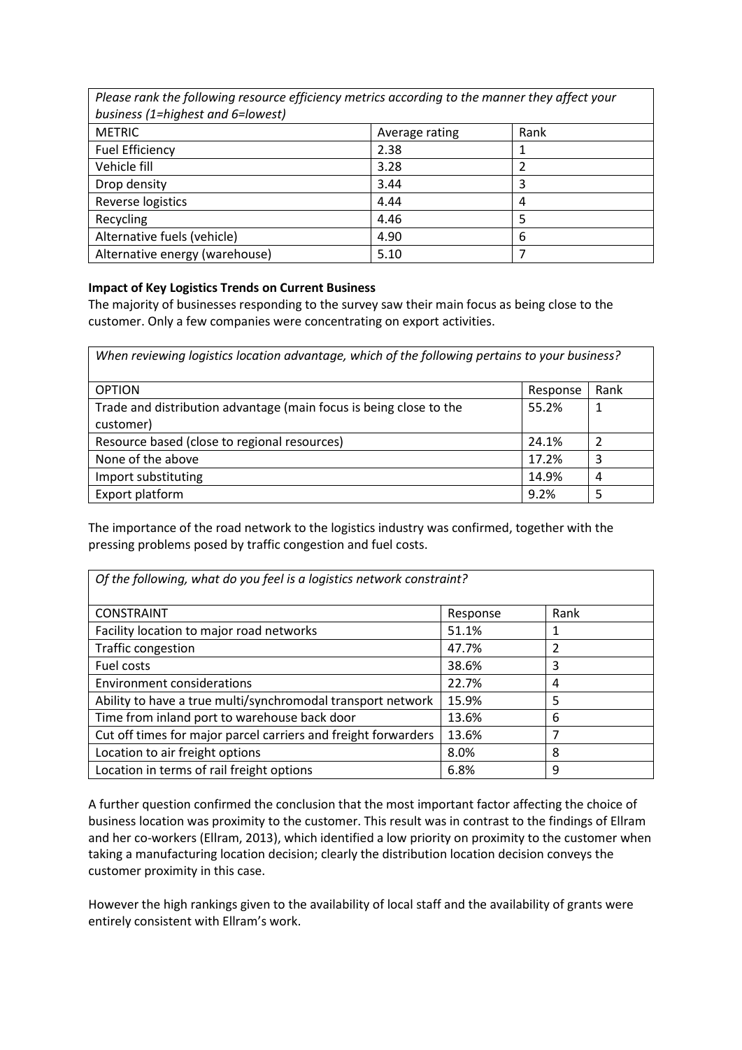| *Please rank the following resource efficiency metrics according to the manner they affect your business (1=highest and 6=lowest)* | | |
|---|---|---|
| METRIC | Average rating | Rank |
| Fuel Efficiency | 2.38 | 1 |
| Vehicle fill | 3.28 | 2 |
| Drop density | 3.44 | 3 |
| Reverse logistics | 4.44 | 4 |
| Recycling | 4.46 | 5 |
| Alternative fuels (vehicle) | 4.90 | 6 |
| Alternative energy (warehouse) | 5.10 | 7 |

**Impact of Key Logistics Trends on Current Business**

The majority of businesses responding to the survey saw their main focus as being close to the customer. Only a few companies were concentrating on export activities.

| *When reviewing logistics location advantage, which of the following pertains to your business?* | | |
|---|---|---|
| OPTION | Response | Rank |
| Trade and distribution advantage (main focus is being close to the customer) | 55.2% | 1 |
| Resource based (close to regional resources) | 24.1% | 2 |
| None of the above | 17.2% | 3 |
| Import substituting | 14.9% | 4 |
| Export platform | 9.2% | 5 |

The importance of the road network to the logistics industry was confirmed, together with the pressing problems posed by traffic congestion and fuel costs.

| *Of the following, what do you feel is a logistics network constraint?* | | |
|---|---|---|
| CONSTRAINT | Response | Rank |
| Facility location to major road networks | 51.1% | 1 |
| Traffic congestion | 47.7% | 2 |
| Fuel costs | 38.6% | 3 |
| Environment considerations | 22.7% | 4 |
| Ability to have a true multi/synchromodal transport network | 15.9% | 5 |
| Time from inland port to warehouse back door | 13.6% | 6 |
| Cut off times for major parcel carriers and freight forwarders | 13.6% | 7 |
| Location to air freight options | 8.0% | 8 |
| Location in terms of rail freight options | 6.8% | 9 |

A further question confirmed the conclusion that the most important factor affecting the choice of business location was proximity to the customer. This result was in contrast to the findings of Ellram and her co-workers (Ellram, 2013), which identified a low priority on proximity to the customer when taking a manufacturing location decision; clearly the distribution location decision conveys the customer proximity in this case.

However the high rankings given to the availability of local staff and the availability of grants were entirely consistent with Ellram's work.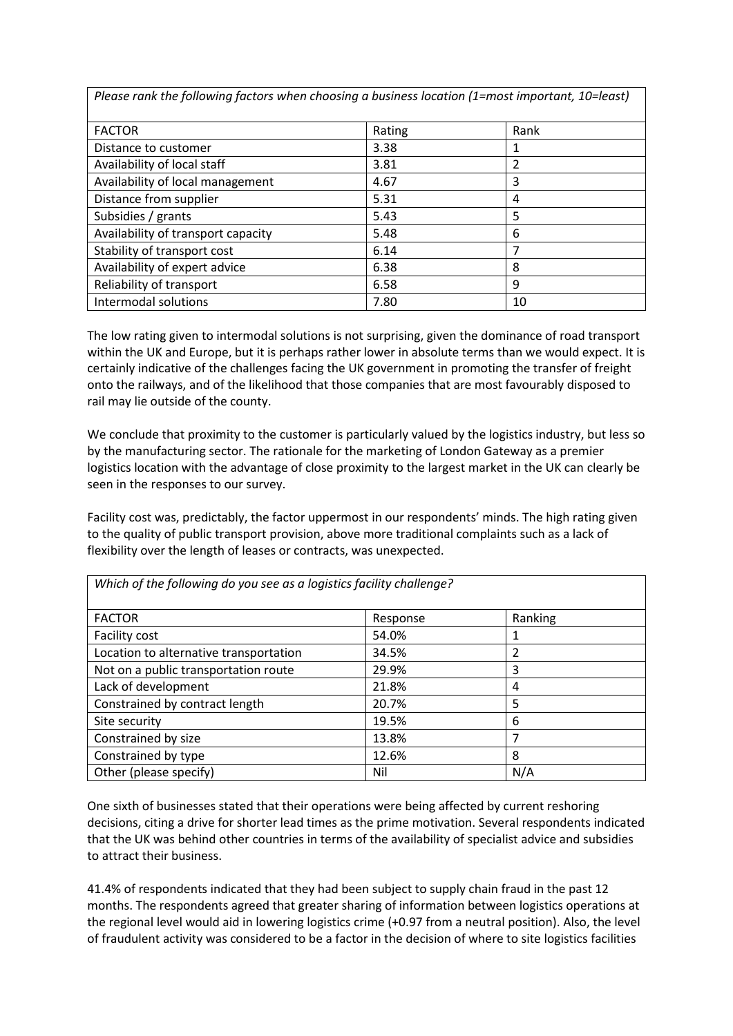| *Please rank the following factors when choosing a business location (1=most important, 10=least)* | | |
|---|---|---|
| FACTOR | Rating | Rank |
| Distance to customer | 3.38 | 1 |
| Availability of local staff | 3.81 | 2 |
| Availability of local management | 4.67 | 3 |
| Distance from supplier | 5.31 | 4 |
| Subsidies / grants | 5.43 | 5 |
| Availability of transport capacity | 5.48 | 6 |
| Stability of transport cost | 6.14 | 7 |
| Availability of expert advice | 6.38 | 8 |
| Reliability of transport | 6.58 | 9 |
| Intermodal solutions | 7.80 | 10 |

The low rating given to intermodal solutions is not surprising, given the dominance of road transport within the UK and Europe, but it is perhaps rather lower in absolute terms than we would expect. It is certainly indicative of the challenges facing the UK government in promoting the transfer of freight onto the railways, and of the likelihood that those companies that are most favourably disposed to rail may lie outside of the county.

We conclude that proximity to the customer is particularly valued by the logistics industry, but less so by the manufacturing sector. The rationale for the marketing of London Gateway as a premier logistics location with the advantage of close proximity to the largest market in the UK can clearly be seen in the responses to our survey.

Facility cost was, predictably, the factor uppermost in our respondents' minds. The high rating given to the quality of public transport provision, above more traditional complaints such as a lack of flexibility over the length of leases or contracts, was unexpected.

| *Which of the following do you see as a logistics facility challenge?* | | |
|---|---|---|
| FACTOR | Response | Ranking |
| Facility cost | 54.0% | 1 |
| Location to alternative transportation | 34.5% | 2 |
| Not on a public transportation route | 29.9% | 3 |
| Lack of development | 21.8% | 4 |
| Constrained by contract length | 20.7% | 5 |
| Site security | 19.5% | 6 |
| Constrained by size | 13.8% | 7 |
| Constrained by type | 12.6% | 8 |
| Other (please specify) | Nil | N/A |

One sixth of businesses stated that their operations were being affected by current reshoring decisions, citing a drive for shorter lead times as the prime motivation. Several respondents indicated that the UK was behind other countries in terms of the availability of specialist advice and subsidies to attract their business.

41.4% of respondents indicated that they had been subject to supply chain fraud in the past 12 months. The respondents agreed that greater sharing of information between logistics operations at the regional level would aid in lowering logistics crime (+0.97 from a neutral position). Also, the level of fraudulent activity was considered to be a factor in the decision of where to site logistics facilities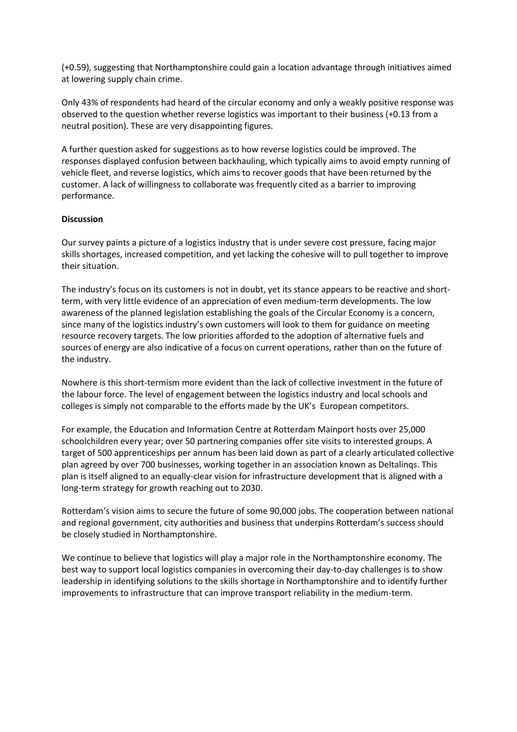(+0.59), suggesting that Northamptonshire could gain a location advantage through initiatives aimed at lowering supply chain crime.

Only 43% of respondents had heard of the circular economy and only a weakly positive response was observed to the question whether reverse logistics was important to their business (+0.13 from a neutral position). These are very disappointing figures.

A further question asked for suggestions as to how reverse logistics could be improved. The responses displayed confusion between backhauling, which typically aims to avoid empty running of vehicle fleet, and reverse logistics, which aims to recover goods that have been returned by the customer. A lack of willingness to collaborate was frequently cited as a barrier to improving performance.

**Discussion**

Our survey paints a picture of a logistics industry that is under severe cost pressure, facing major skills shortages, increased competition, and yet lacking the cohesive will to pull together to improve their situation.

The industry's focus on its customers is not in doubt, yet its stance appears to be reactive and short-term, with very little evidence of an appreciation of even medium-term developments. The low awareness of the planned legislation establishing the goals of the Circular Economy is a concern, since many of the logistics industry's own customers will look to them for guidance on meeting resource recovery targets. The low priorities afforded to the adoption of alternative fuels and sources of energy are also indicative of a focus on current operations, rather than on the future of the industry.

Nowhere is this short-termism more evident than the lack of collective investment in the future of the labour force. The level of engagement between the logistics industry and local schools and colleges is simply not comparable to the efforts made by the UK's European competitors.

For example, the Education and Information Centre at Rotterdam Mainport hosts over 25,000 schoolchildren every year; over 50 partnering companies offer site visits to interested groups. A target of 500 apprenticeships per annum has been laid down as part of a clearly articulated collective plan agreed by over 700 businesses, working together in an association known as Deltalinqs. This plan is itself aligned to an equally-clear vision for infrastructure development that is aligned with a long-term strategy for growth reaching out to 2030.

Rotterdam's vision aims to secure the future of some 90,000 jobs. The cooperation between national and regional government, city authorities and business that underpins Rotterdam's success should be closely studied in Northamptonshire.

We continue to believe that logistics will play a major role in the Northamptonshire economy. The best way to support local logistics companies in overcoming their day-to-day challenges is to show leadership in identifying solutions to the skills shortage in Northamptonshire and to identify further improvements to infrastructure that can improve transport reliability in the medium-term.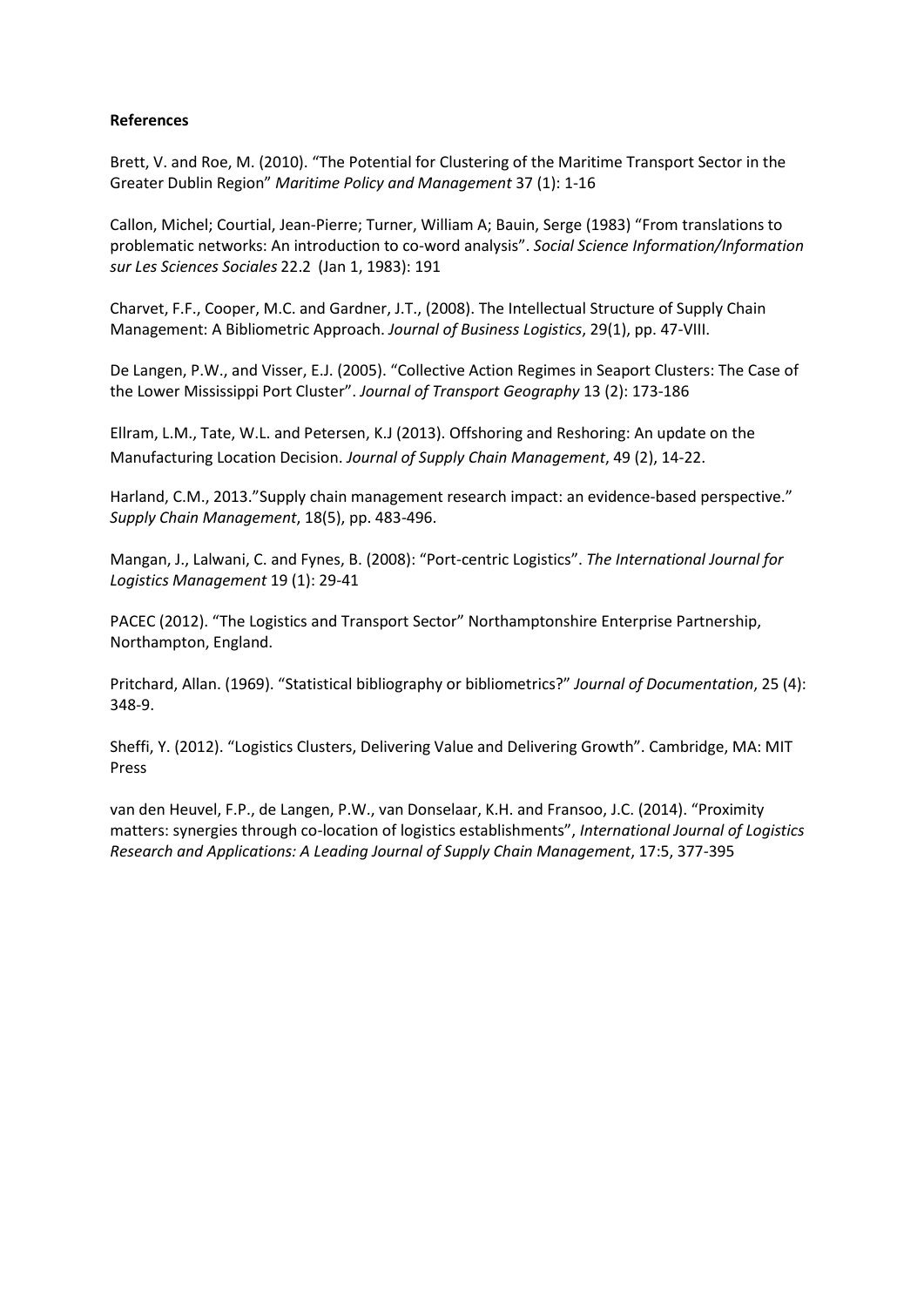**References**

Brett, V. and Roe, M. (2010). “The Potential for Clustering of the Maritime Transport Sector in the Greater Dublin Region” *Maritime Policy and Management* 37 (1): 1-16

Callon, Michel; Courtial, Jean-Pierre; Turner, William A; Bauin, Serge (1983) “From translations to problematic networks: An introduction to co-word analysis”. *Social Science Information/Information sur Les Sciences Sociales* 22.2 (Jan 1, 1983): 191

Charvet, F.F., Cooper, M.C. and Gardner, J.T., (2008). The Intellectual Structure of Supply Chain Management: A Bibliometric Approach. *Journal of Business Logistics*, 29(1), pp. 47-VIII.

De Langen, P.W., and Visser, E.J. (2005). “Collective Action Regimes in Seaport Clusters: The Case of the Lower Mississippi Port Cluster”. *Journal of Transport Geography* 13 (2): 173-186

Ellram, L.M., Tate, W.L. and Petersen, K.J (2013). Offshoring and Reshoring: An update on the Manufacturing Location Decision. *Journal of Supply Chain Management*, 49 (2), 14-22.

Harland, C.M., 2013.”Supply chain management research impact: an evidence-based perspective.” *Supply Chain Management*, 18(5), pp. 483-496.

Mangan, J., Lalwani, C. and Fynes, B. (2008): “Port-centric Logistics”. *The International Journal for Logistics Management* 19 (1): 29-41

PACEC (2012). “The Logistics and Transport Sector” Northamptonshire Enterprise Partnership, Northampton, England.

Pritchard, Allan. (1969). “Statistical bibliography or bibliometrics?” *Journal of Documentation*, 25 (4): 348-9.

Sheffi, Y. (2012). “Logistics Clusters, Delivering Value and Delivering Growth”. Cambridge, MA: MIT Press

van den Heuvel, F.P., de Langen, P.W., van Donselaar, K.H. and Fransoo, J.C. (2014). “Proximity matters: synergies through co-location of logistics establishments”, *International Journal of Logistics Research and Applications: A Leading Journal of Supply Chain Management*, 17:5, 377-395